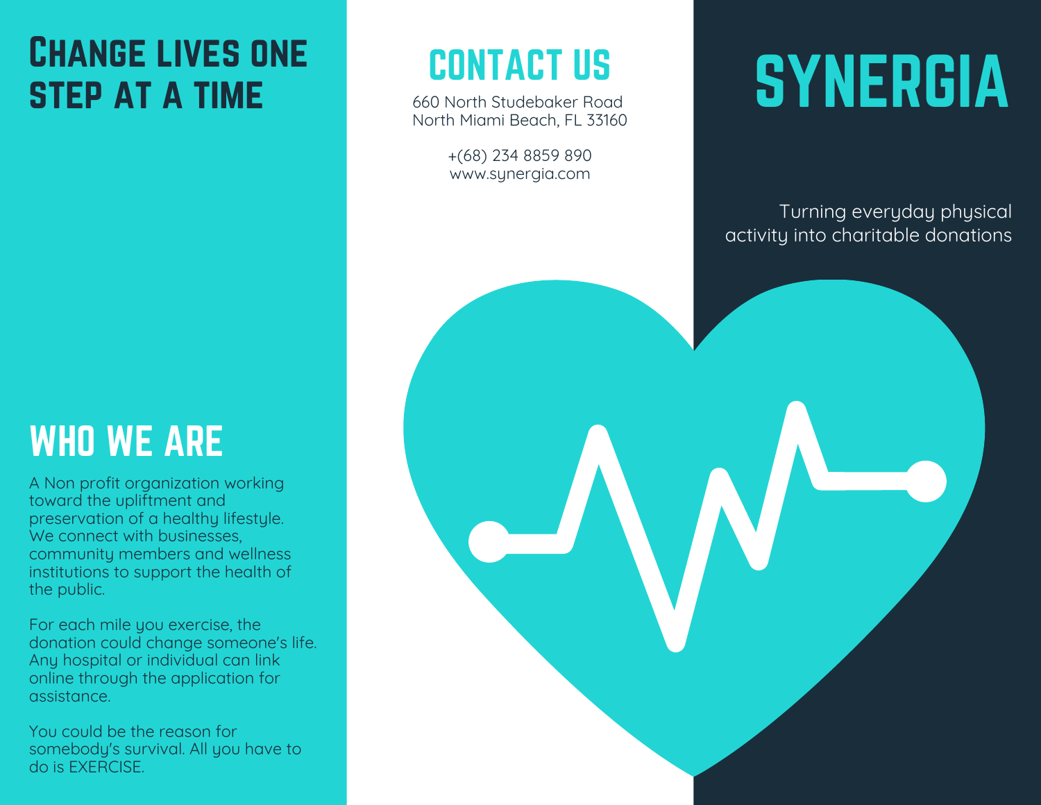# Change lives one step at a time

## WHO WE ARE

A Non profit organization working toward the upliftment and preservation of a healthy lifestyle. We connect with businesses, community members and wellness institutions to support the health of the public.

For each mile you exercise, the donation could change someone's life. Any hospital or individual can link online through the application for assistance.

You could be the reason for somebody's survival. All you have to do is EXERCISE.

## CONTACT US

660 North Studebaker Road
North Miami Beach, FL 33160

+(68) 234 8859 890
www.synergia.com

# SYNERGIA

Turning everyday physical activity into charitable donations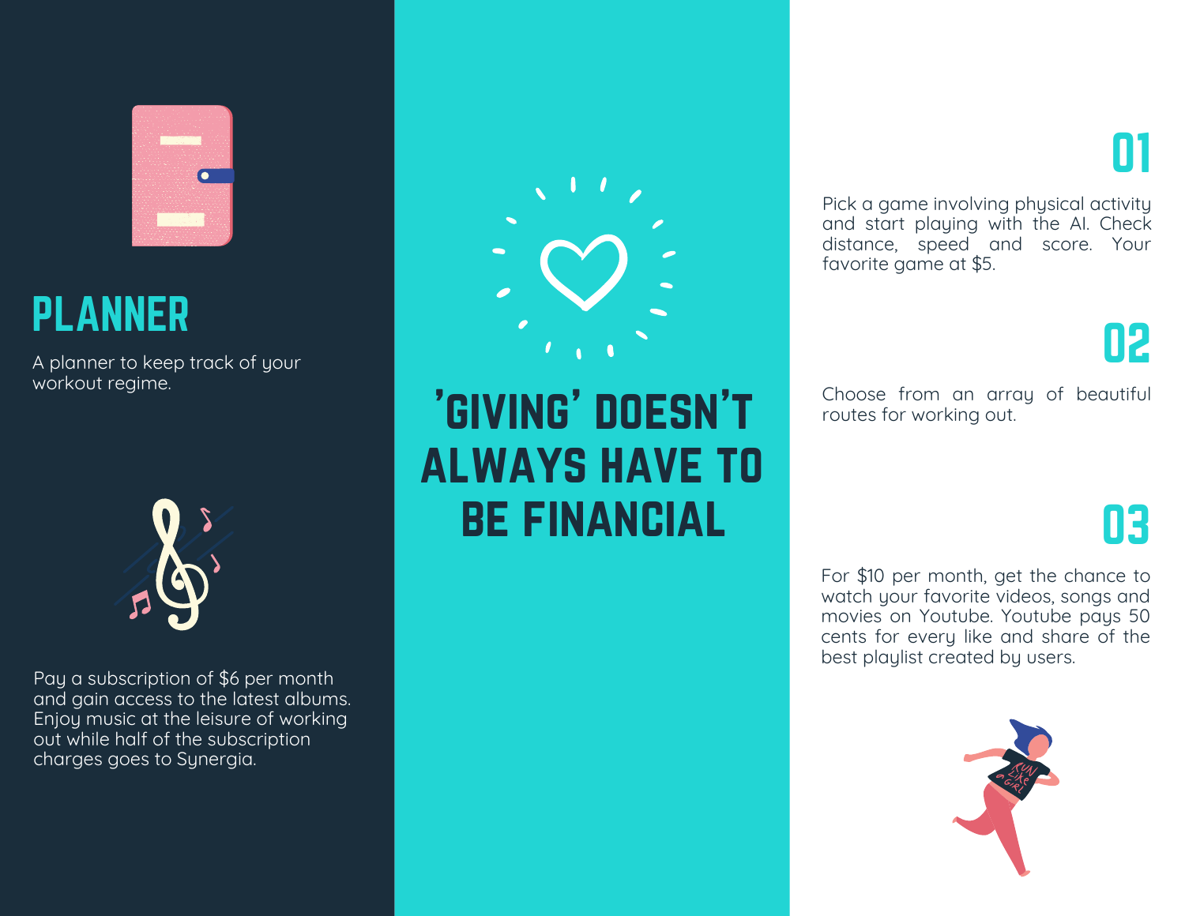## PLANNER

A planner to keep track of your workout regime.

Pay a subscription of $6 per month and gain access to the latest albums. Enjoy music at the leisure of working out while half of the subscription charges goes to Synergia.

# 'GIVING' DOESN'T ALWAYS HAVE TO BE FINANCIAL

## 01

Pick a game involving physical activity and start playing with the AI. Check distance, speed and score. Your favorite game at $5.

## 02

Choose from an array of beautiful routes for working out.

## 03

For $10 per month, get the chance to watch your favorite videos, songs and movies on Youtube. Youtube pays 50 cents for every like and share of the best playlist created by users.